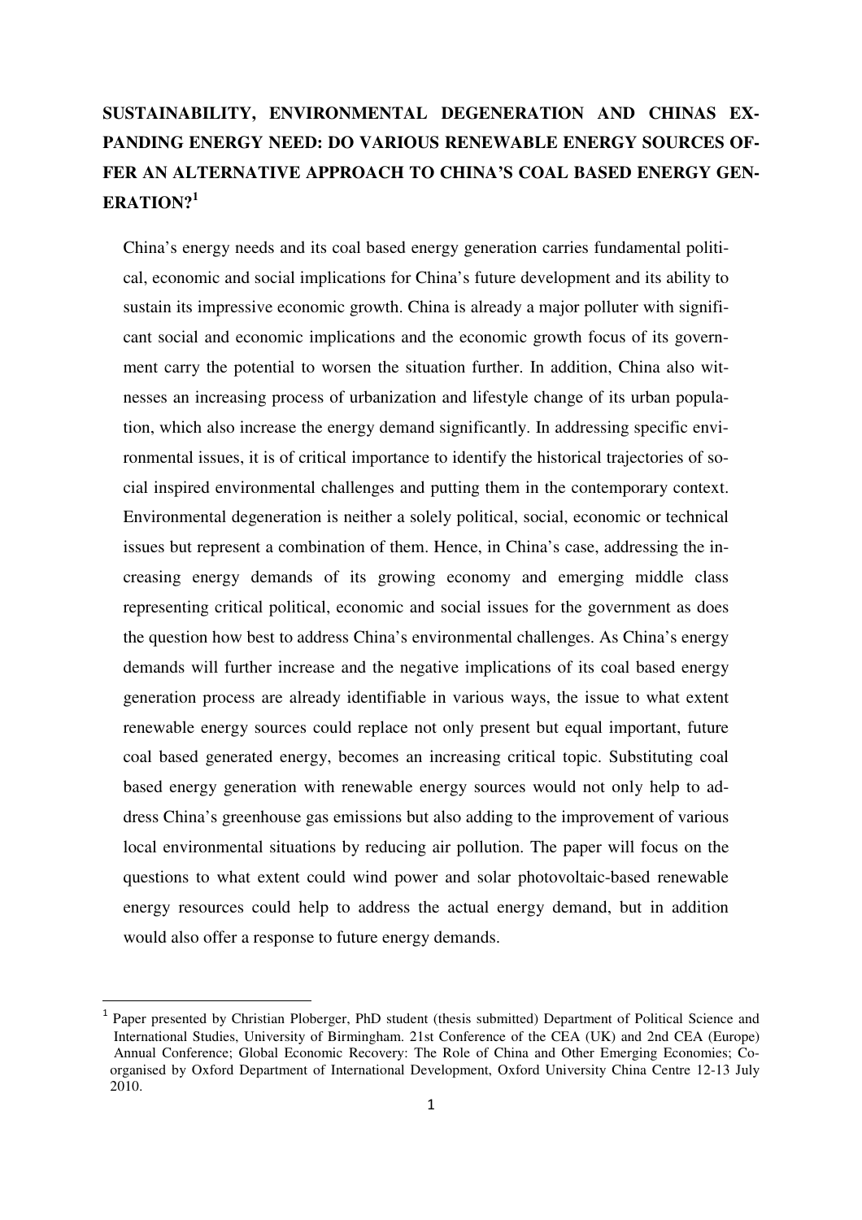# SUSTAINABILITY, ENVIRONMENTAL DEGENERATION AND CHINAS EXPANDING ENERGY NEED: DO VARIOUS RENEWABLE ENERGY SOURCES OFFER AN ALTERNATIVE APPROACH TO CHINA'S COAL BASED ENERGY GENERATION?[1]

China's energy needs and its coal based energy generation carries fundamental political, economic and social implications for China's future development and its ability to sustain its impressive economic growth. China is already a major polluter with significant social and economic implications and the economic growth focus of its government carry the potential to worsen the situation further. In addition, China also witnesses an increasing process of urbanization and lifestyle change of its urban population, which also increase the energy demand significantly. In addressing specific environmental issues, it is of critical importance to identify the historical trajectories of social inspired environmental challenges and putting them in the contemporary context. Environmental degeneration is neither a solely political, social, economic or technical issues but represent a combination of them. Hence, in China's case, addressing the increasing energy demands of its growing economy and emerging middle class representing critical political, economic and social issues for the government as does the question how best to address China's environmental challenges. As China's energy demands will further increase and the negative implications of its coal based energy generation process are already identifiable in various ways, the issue to what extent renewable energy sources could replace not only present but equal important, future coal based generated energy, becomes an increasing critical topic. Substituting coal based energy generation with renewable energy sources would not only help to address China's greenhouse gas emissions but also adding to the improvement of various local environmental situations by reducing air pollution. The paper will focus on the questions to what extent could wind power and solar photovoltaic-based renewable energy resources could help to address the actual energy demand, but in addition would also offer a response to future energy demands.

[1] Paper presented by Christian Ploberger, PhD student (thesis submitted) Department of Political Science and International Studies, University of Birmingham. 21st Conference of the CEA (UK) and 2nd CEA (Europe) Annual Conference; Global Economic Recovery: The Role of China and Other Emerging Economies; Co-organised by Oxford Department of International Development, Oxford University China Centre 12-13 July 2010.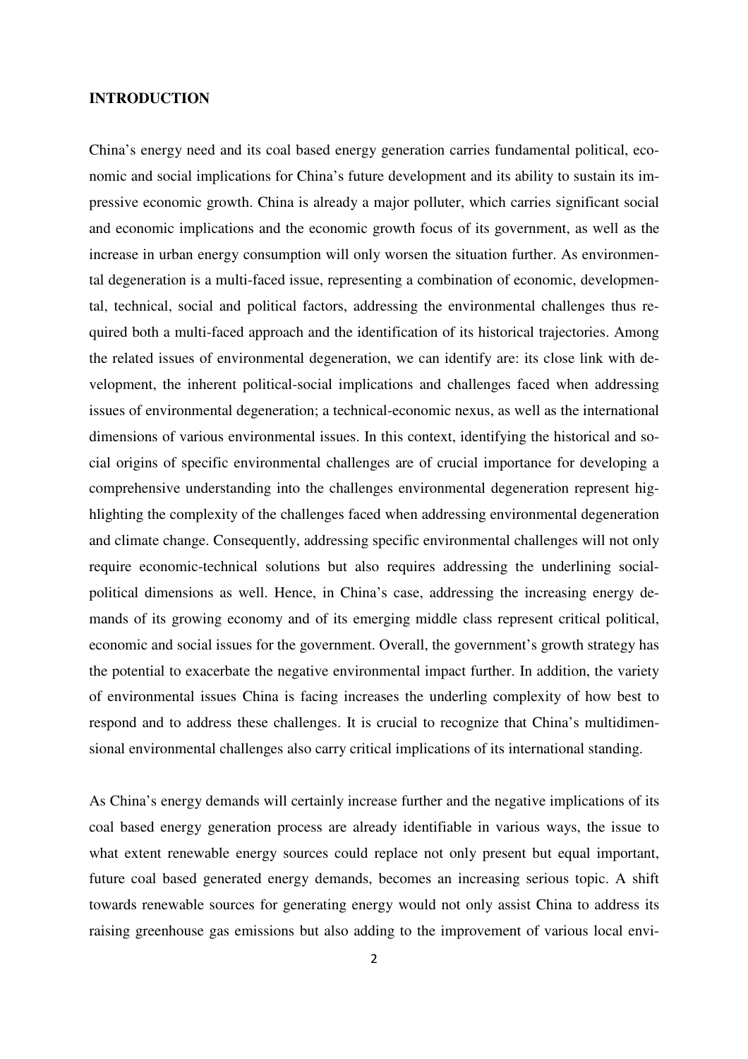**INTRODUCTION**

China's energy need and its coal based energy generation carries fundamental political, economic and social implications for China's future development and its ability to sustain its impressive economic growth. China is already a major polluter, which carries significant social and economic implications and the economic growth focus of its government, as well as the increase in urban energy consumption will only worsen the situation further. As environmental degeneration is a multi-faced issue, representing a combination of economic, developmental, technical, social and political factors, addressing the environmental challenges thus required both a multi-faced approach and the identification of its historical trajectories. Among the related issues of environmental degeneration, we can identify are: its close link with development, the inherent political-social implications and challenges faced when addressing issues of environmental degeneration; a technical-economic nexus, as well as the international dimensions of various environmental issues. In this context, identifying the historical and social origins of specific environmental challenges are of crucial importance for developing a comprehensive understanding into the challenges environmental degeneration represent highlighting the complexity of the challenges faced when addressing environmental degeneration and climate change. Consequently, addressing specific environmental challenges will not only require economic-technical solutions but also requires addressing the underlining social-political dimensions as well. Hence, in China's case, addressing the increasing energy demands of its growing economy and of its emerging middle class represent critical political, economic and social issues for the government. Overall, the government's growth strategy has the potential to exacerbate the negative environmental impact further. In addition, the variety of environmental issues China is facing increases the underling complexity of how best to respond and to address these challenges. It is crucial to recognize that China's multidimensional environmental challenges also carry critical implications of its international standing.

As China's energy demands will certainly increase further and the negative implications of its coal based energy generation process are already identifiable in various ways, the issue to what extent renewable energy sources could replace not only present but equal important, future coal based generated energy demands, becomes an increasing serious topic. A shift towards renewable sources for generating energy would not only assist China to address its raising greenhouse gas emissions but also adding to the improvement of various local envi-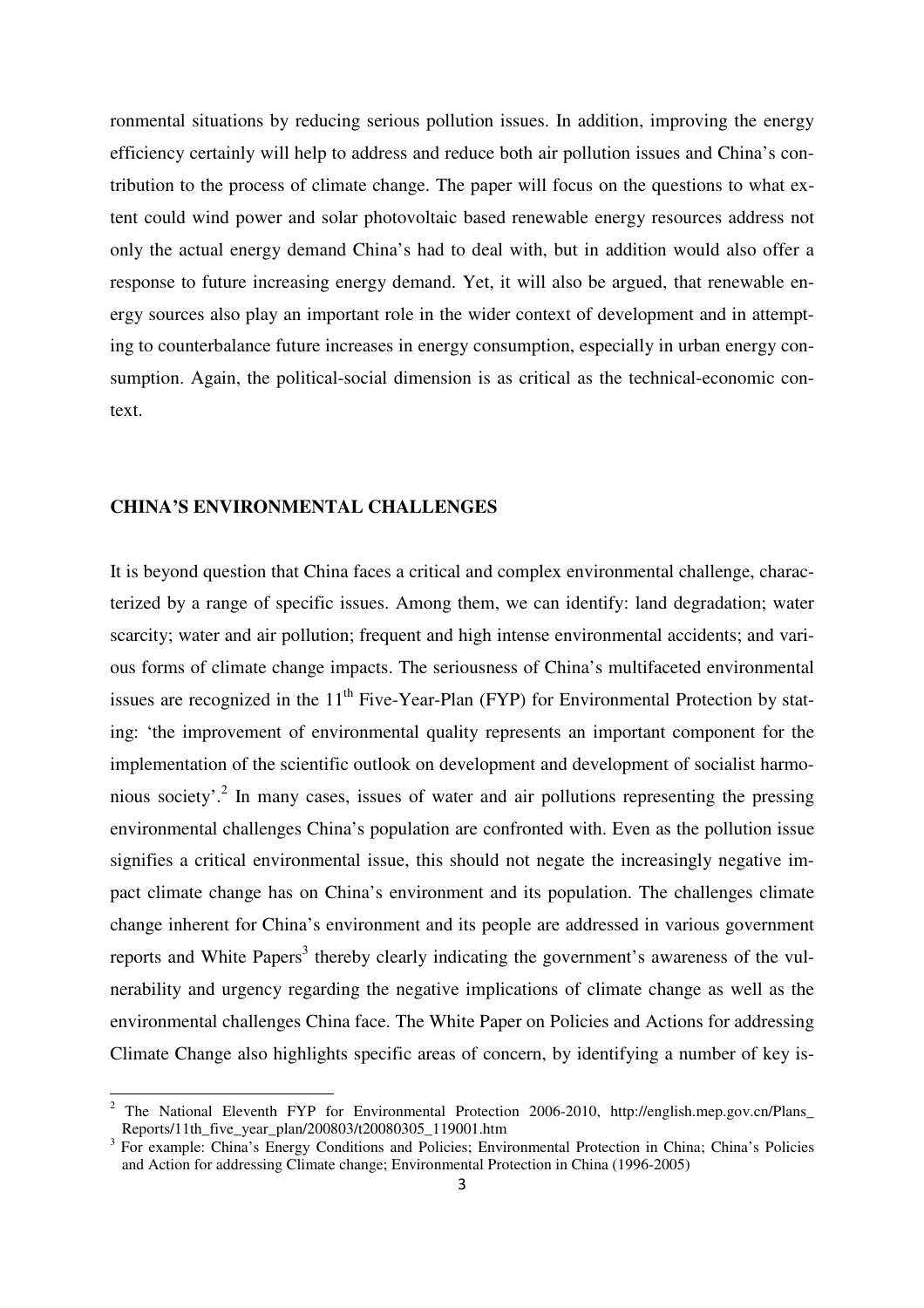ronmental situations by reducing serious pollution issues. In addition, improving the energy efficiency certainly will help to address and reduce both air pollution issues and China's contribution to the process of climate change. The paper will focus on the questions to what extent could wind power and solar photovoltaic based renewable energy resources address not only the actual energy demand China's had to deal with, but in addition would also offer a response to future increasing energy demand. Yet, it will also be argued, that renewable energy sources also play an important role in the wider context of development and in attempting to counterbalance future increases in energy consumption, especially in urban energy consumption. Again, the political-social dimension is as critical as the technical-economic context.

## CHINA'S ENVIRONMENTAL CHALLENGES

It is beyond question that China faces a critical and complex environmental challenge, characterized by a range of specific issues. Among them, we can identify: land degradation; water scarcity; water and air pollution; frequent and high intense environmental accidents; and various forms of climate change impacts. The seriousness of China's multifaceted environmental issues are recognized in the 11[th] Five-Year-Plan (FYP) for Environmental Protection by stating: 'the improvement of environmental quality represents an important component for the implementation of the scientific outlook on development and development of socialist harmonious society'.[2] In many cases, issues of water and air pollutions representing the pressing environmental challenges China's population are confronted with. Even as the pollution issue signifies a critical environmental issue, this should not negate the increasingly negative impact climate change has on China's environment and its population. The challenges climate change inherent for China's environment and its people are addressed in various government reports and White Papers[3] thereby clearly indicating the government's awareness of the vulnerability and urgency regarding the negative implications of climate change as well as the environmental challenges China face. The White Paper on Policies and Actions for addressing Climate Change also highlights specific areas of concern, by identifying a number of key is-

---

[2] The National Eleventh FYP for Environmental Protection 2006-2010, http://english.mep.gov.cn/Plans_Reports/11th_five_year_plan/200803/t20080305_119001.htm

[3] For example: China's Energy Conditions and Policies; Environmental Protection in China; China's Policies and Action for addressing Climate change; Environmental Protection in China (1996-2005)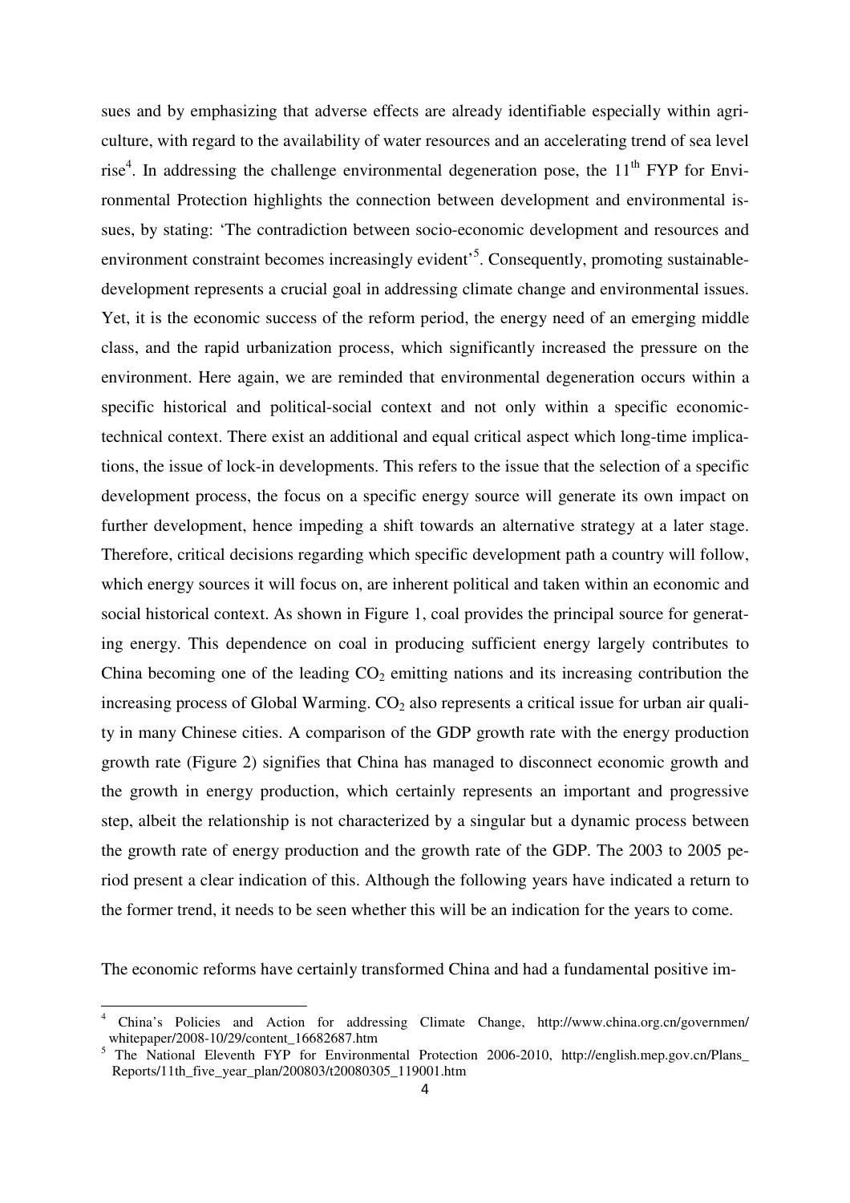sues and by emphasizing that adverse effects are already identifiable especially within agriculture, with regard to the availability of water resources and an accelerating trend of sea level rise[4]. In addressing the challenge environmental degeneration pose, the 11th FYP for Environmental Protection highlights the connection between development and environmental issues, by stating: 'The contradiction between socio-economic development and resources and environment constraint becomes increasingly evident'[5]. Consequently, promoting sustainable-development represents a crucial goal in addressing climate change and environmental issues. Yet, it is the economic success of the reform period, the energy need of an emerging middle class, and the rapid urbanization process, which significantly increased the pressure on the environment. Here again, we are reminded that environmental degeneration occurs within a specific historical and political-social context and not only within a specific economic-technical context. There exist an additional and equal critical aspect which long-time implications, the issue of lock-in developments. This refers to the issue that the selection of a specific development process, the focus on a specific energy source will generate its own impact on further development, hence impeding a shift towards an alternative strategy at a later stage. Therefore, critical decisions regarding which specific development path a country will follow, which energy sources it will focus on, are inherent political and taken within an economic and social historical context. As shown in Figure 1, coal provides the principal source for generating energy. This dependence on coal in producing sufficient energy largely contributes to China becoming one of the leading $CO_2$ emitting nations and its increasing contribution the increasing process of Global Warming. $CO_2$ also represents a critical issue for urban air quality in many Chinese cities. A comparison of the GDP growth rate with the energy production growth rate (Figure 2) signifies that China has managed to disconnect economic growth and the growth in energy production, which certainly represents an important and progressive step, albeit the relationship is not characterized by a singular but a dynamic process between the growth rate of energy production and the growth rate of the GDP. The 2003 to 2005 period present a clear indication of this. Although the following years have indicated a return to the former trend, it needs to be seen whether this will be an indication for the years to come.

The economic reforms have certainly transformed China and had a fundamental positive im-

---

[4] China's Policies and Action for addressing Climate Change, http://www.china.org.cn/governmen/whitepaper/2008-10/29/content_16682687.htm

[5] The National Eleventh FYP for Environmental Protection 2006-2010, http://english.mep.gov.cn/Plans_Reports/11th_five_year_plan/200803/t20080305_119001.htm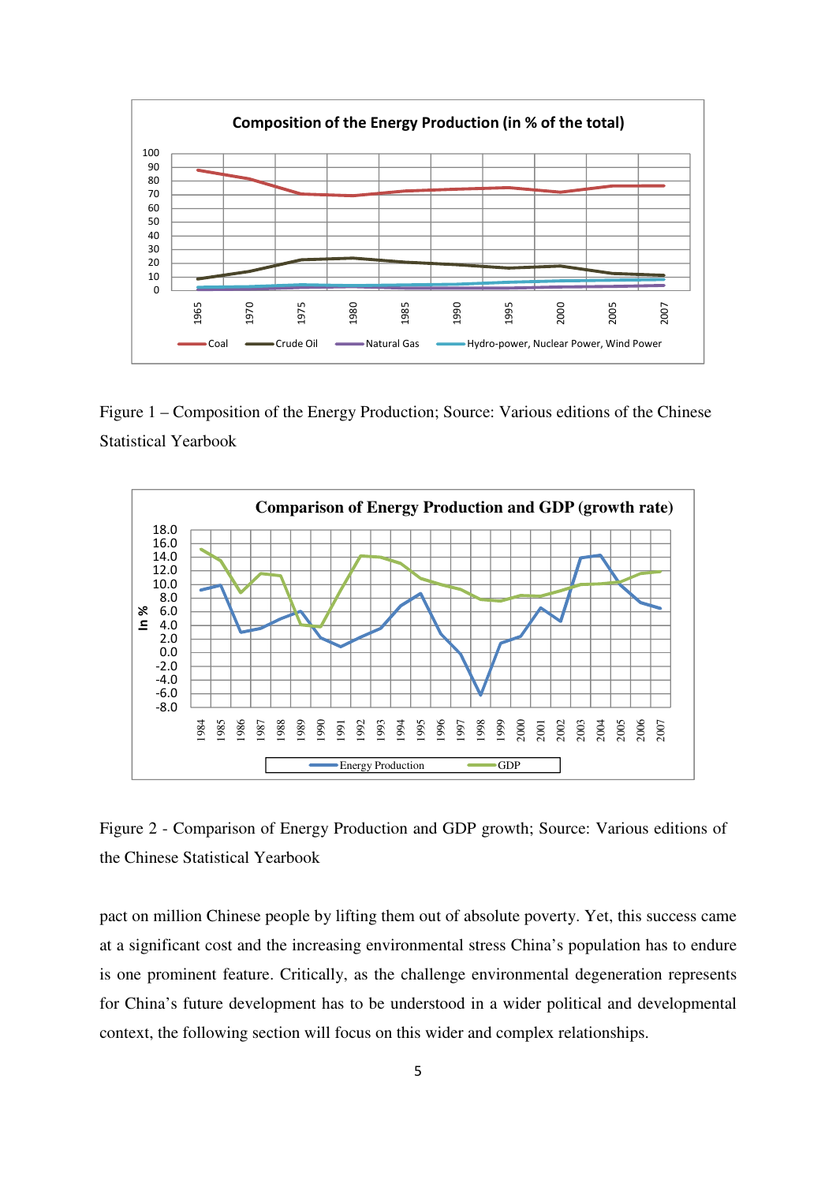Figure 1 – Composition of the Energy Production; Source: Various editions of the Chinese Statistical Yearbook

Figure 2 - Comparison of Energy Production and GDP growth; Source: Various editions of the Chinese Statistical Yearbook

pact on million Chinese people by lifting them out of absolute poverty. Yet, this success came at a significant cost and the increasing environmental stress China's population has to endure is one prominent feature. Critically, as the challenge environmental degeneration represents for China's future development has to be understood in a wider political and developmental context, the following section will focus on this wider and complex relationships.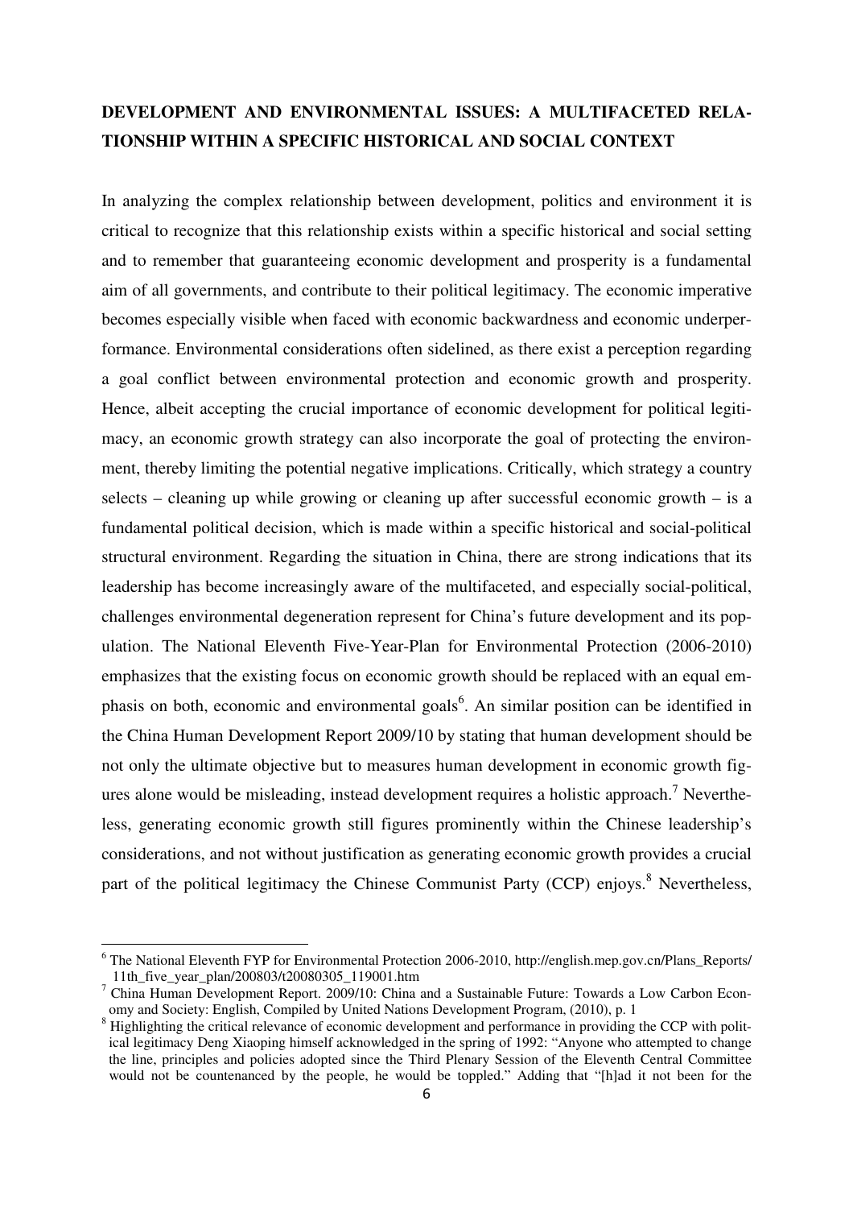## DEVELOPMENT AND ENVIRONMENTAL ISSUES: A MULTIFACETED RELATIONSHIP WITHIN A SPECIFIC HISTORICAL AND SOCIAL CONTEXT

In analyzing the complex relationship between development, politics and environment it is critical to recognize that this relationship exists within a specific historical and social setting and to remember that guaranteeing economic development and prosperity is a fundamental aim of all governments, and contribute to their political legitimacy. The economic imperative becomes especially visible when faced with economic backwardness and economic underperformance. Environmental considerations often sidelined, as there exist a perception regarding a goal conflict between environmental protection and economic growth and prosperity. Hence, albeit accepting the crucial importance of economic development for political legitimacy, an economic growth strategy can also incorporate the goal of protecting the environment, thereby limiting the potential negative implications. Critically, which strategy a country selects – cleaning up while growing or cleaning up after successful economic growth – is a fundamental political decision, which is made within a specific historical and social-political structural environment. Regarding the situation in China, there are strong indications that its leadership has become increasingly aware of the multifaceted, and especially social-political, challenges environmental degeneration represent for China's future development and its population. The National Eleventh Five-Year-Plan for Environmental Protection (2006-2010) emphasizes that the existing focus on economic growth should be replaced with an equal emphasis on both, economic and environmental goals[6]. An similar position can be identified in the China Human Development Report 2009/10 by stating that human development should be not only the ultimate objective but to measures human development in economic growth figures alone would be misleading, instead development requires a holistic approach.[7] Nevertheless, generating economic growth still figures prominently within the Chinese leadership's considerations, and not without justification as generating economic growth provides a crucial part of the political legitimacy the Chinese Communist Party (CCP) enjoys.[8] Nevertheless,

---

[6] The National Eleventh FYP for Environmental Protection 2006-2010, http://english.mep.gov.cn/Plans_Reports/11th_five_year_plan/200803/t20080305_119001.htm

[7] China Human Development Report. 2009/10: China and a Sustainable Future: Towards a Low Carbon Economy and Society: English, Compiled by United Nations Development Program, (2010), p. 1

[8] Highlighting the critical relevance of economic development and performance in providing the CCP with political legitimacy Deng Xiaoping himself acknowledged in the spring of 1992: "Anyone who attempted to change the line, principles and policies adopted since the Third Plenary Session of the Eleventh Central Committee would not be countenanced by the people, he would be toppled." Adding that "[h]ad it not been for the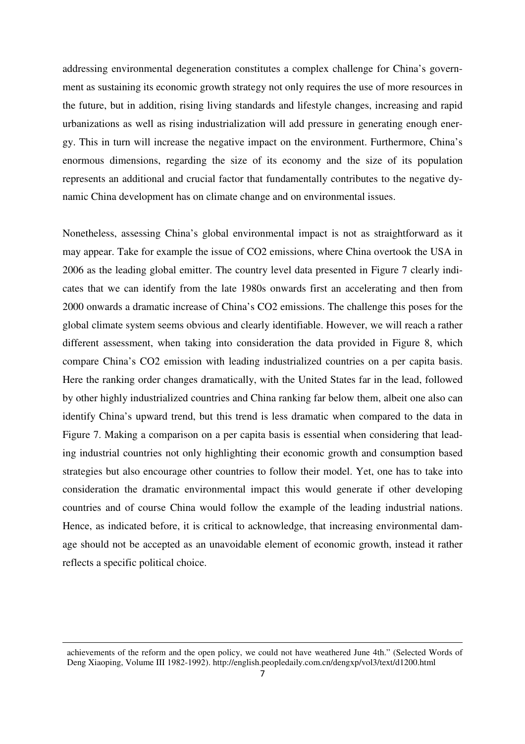addressing environmental degeneration constitutes a complex challenge for China's government as sustaining its economic growth strategy not only requires the use of more resources in the future, but in addition, rising living standards and lifestyle changes, increasing and rapid urbanizations as well as rising industrialization will add pressure in generating enough energy. This in turn will increase the negative impact on the environment. Furthermore, China's enormous dimensions, regarding the size of its economy and the size of its population represents an additional and crucial factor that fundamentally contributes to the negative dynamic China development has on climate change and on environmental issues.

Nonetheless, assessing China's global environmental impact is not as straightforward as it may appear. Take for example the issue of $CO_2$ emissions, where China overtook the USA in 2006 as the leading global emitter. The country level data presented in Figure 7 clearly indicates that we can identify from the late 1980s onwards first an accelerating and then from 2000 onwards a dramatic increase of China's $CO_2$ emissions. The challenge this poses for the global climate system seems obvious and clearly identifiable. However, we will reach a rather different assessment, when taking into consideration the data provided in Figure 8, which compare China's $CO_2$ emission with leading industrialized countries on a per capita basis. Here the ranking order changes dramatically, with the United States far in the lead, followed by other highly industrialized countries and China ranking far below them, albeit one also can identify China's upward trend, but this trend is less dramatic when compared to the data in Figure 7. Making a comparison on a per capita basis is essential when considering that leading industrial countries not only highlighting their economic growth and consumption based strategies but also encourage other countries to follow their model. Yet, one has to take into consideration the dramatic environmental impact this would generate if other developing countries and of course China would follow the example of the leading industrial nations. Hence, as indicated before, it is critical to acknowledge, that increasing environmental damage should not be accepted as an unavoidable element of economic growth, instead it rather reflects a specific political choice.

---

achievements of the reform and the open policy, we could not have weathered June 4th." (Selected Words of Deng Xiaoping, Volume III 1982-1992). http://english.peopledaily.com.cn/dengxp/vol3/text/d1200.html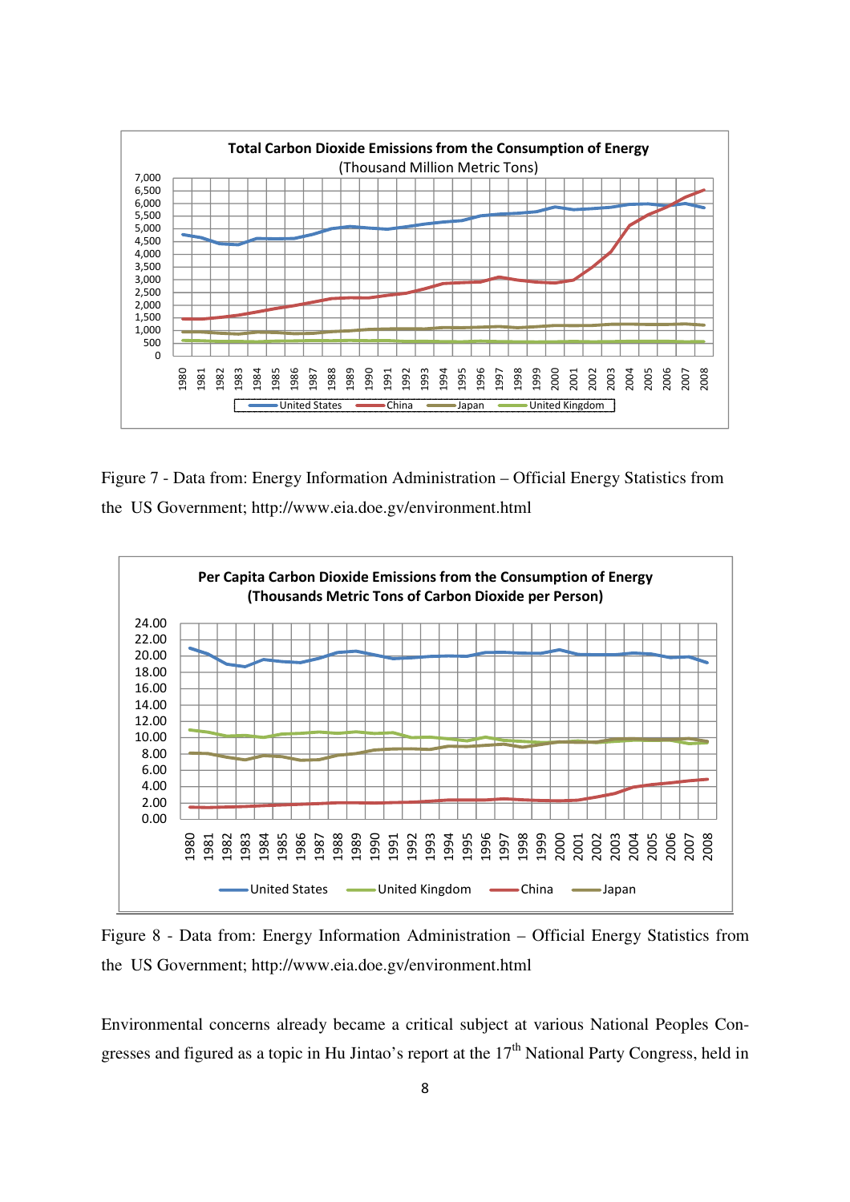Figure 7 - Data from: Energy Information Administration – Official Energy Statistics from the US Government; http://www.eia.doe.gv/environment.html

Figure 8 - Data from: Energy Information Administration – Official Energy Statistics from the US Government; http://www.eia.doe.gv/environment.html

Environmental concerns already became a critical subject at various National Peoples Congresses and figured as a topic in Hu Jintao's report at the 17th National Party Congress, held in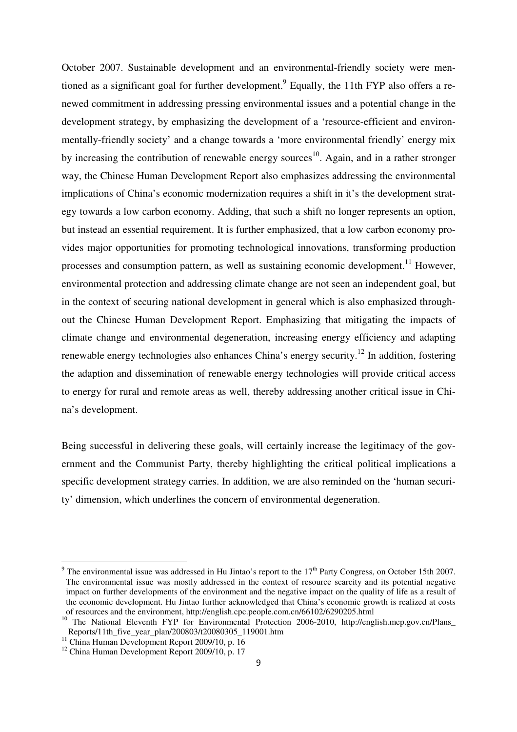October 2007. Sustainable development and an environmental-friendly society were mentioned as a significant goal for further development.[9] Equally, the 11th FYP also offers a renewed commitment in addressing pressing environmental issues and a potential change in the development strategy, by emphasizing the development of a 'resource-efficient and environmentally-friendly society' and a change towards a 'more environmental friendly' energy mix by increasing the contribution of renewable energy sources[10]. Again, and in a rather stronger way, the Chinese Human Development Report also emphasizes addressing the environmental implications of China's economic modernization requires a shift in it's the development strategy towards a low carbon economy. Adding, that such a shift no longer represents an option, but instead an essential requirement. It is further emphasized, that a low carbon economy provides major opportunities for promoting technological innovations, transforming production processes and consumption pattern, as well as sustaining economic development.[11] However, environmental protection and addressing climate change are not seen an independent goal, but in the context of securing national development in general which is also emphasized throughout the Chinese Human Development Report. Emphasizing that mitigating the impacts of climate change and environmental degeneration, increasing energy efficiency and adapting renewable energy technologies also enhances China's energy security.[12] In addition, fostering the adaption and dissemination of renewable energy technologies will provide critical access to energy for rural and remote areas as well, thereby addressing another critical issue in China's development.

Being successful in delivering these goals, will certainly increase the legitimacy of the government and the Communist Party, thereby highlighting the critical political implications a specific development strategy carries. In addition, we are also reminded on the 'human security' dimension, which underlines the concern of environmental degeneration.

---

[9] The environmental issue was addressed in Hu Jintao's report to the 17th Party Congress, on October 15th 2007. The environmental issue was mostly addressed in the context of resource scarcity and its potential negative impact on further developments of the environment and the negative impact on the quality of life as a result of the economic development. Hu Jintao further acknowledged that China's economic growth is realized at costs of resources and the environment, http://english.cpc.people.com.cn/66102/6290205.html

[10] The National Eleventh FYP for Environmental Protection 2006-2010, http://english.mep.gov.cn/Plans_Reports/11th_five_year_plan/200803/t20080305_119001.htm

[11] China Human Development Report 2009/10, p. 16

[12] China Human Development Report 2009/10, p. 17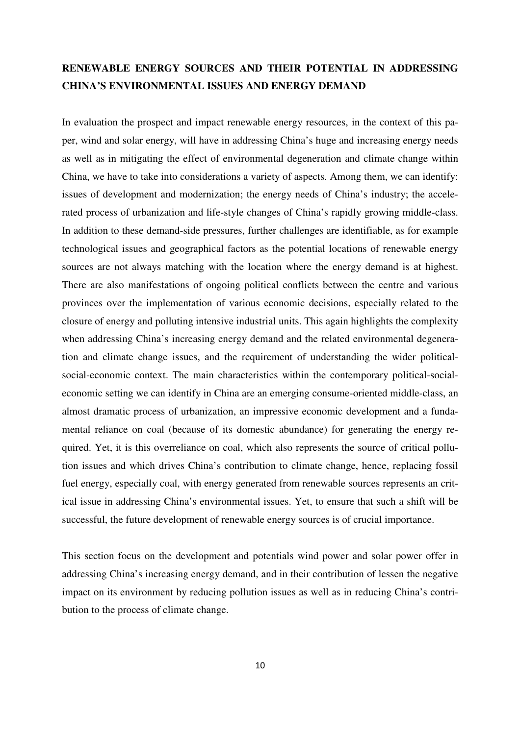## RENEWABLE ENERGY SOURCES AND THEIR POTENTIAL IN ADDRESSING CHINA'S ENVIRONMENTAL ISSUES AND ENERGY DEMAND

In evaluation the prospect and impact renewable energy resources, in the context of this paper, wind and solar energy, will have in addressing China's huge and increasing energy needs as well as in mitigating the effect of environmental degeneration and climate change within China, we have to take into considerations a variety of aspects. Among them, we can identify: issues of development and modernization; the energy needs of China's industry; the accelerated process of urbanization and life-style changes of China's rapidly growing middle-class. In addition to these demand-side pressures, further challenges are identifiable, as for example technological issues and geographical factors as the potential locations of renewable energy sources are not always matching with the location where the energy demand is at highest. There are also manifestations of ongoing political conflicts between the centre and various provinces over the implementation of various economic decisions, especially related to the closure of energy and polluting intensive industrial units. This again highlights the complexity when addressing China's increasing energy demand and the related environmental degeneration and climate change issues, and the requirement of understanding the wider political-social-economic context. The main characteristics within the contemporary political-social-economic setting we can identify in China are an emerging consume-oriented middle-class, an almost dramatic process of urbanization, an impressive economic development and a fundamental reliance on coal (because of its domestic abundance) for generating the energy required. Yet, it is this overreliance on coal, which also represents the source of critical pollution issues and which drives China's contribution to climate change, hence, replacing fossil fuel energy, especially coal, with energy generated from renewable sources represents an critical issue in addressing China's environmental issues. Yet, to ensure that such a shift will be successful, the future development of renewable energy sources is of crucial importance.

This section focus on the development and potentials wind power and solar power offer in addressing China's increasing energy demand, and in their contribution of lessen the negative impact on its environment by reducing pollution issues as well as in reducing China's contribution to the process of climate change.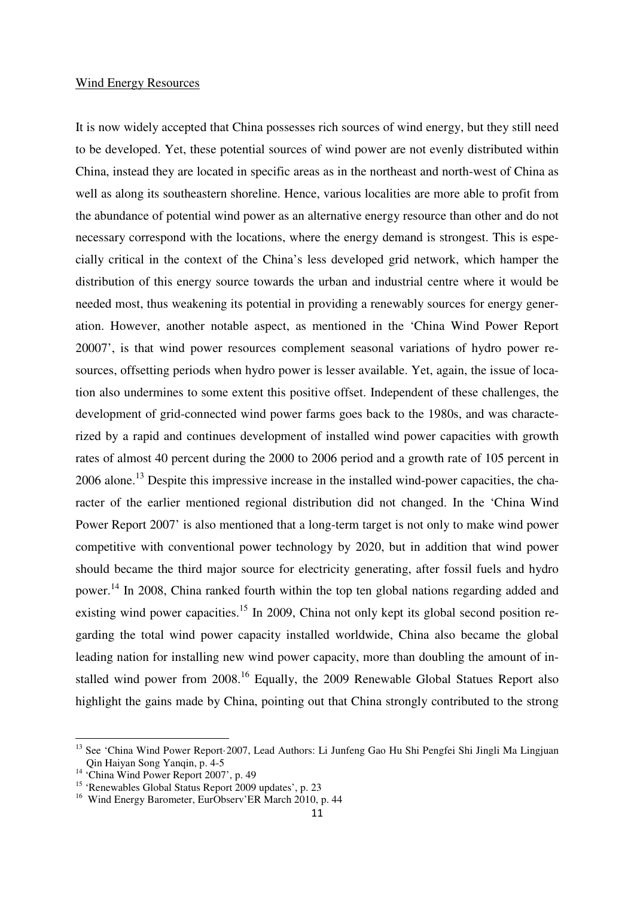Wind Energy Resources

It is now widely accepted that China possesses rich sources of wind energy, but they still need to be developed. Yet, these potential sources of wind power are not evenly distributed within China, instead they are located in specific areas as in the northeast and north-west of China as well as along its southeastern shoreline. Hence, various localities are more able to profit from the abundance of potential wind power as an alternative energy resource than other and do not necessary correspond with the locations, where the energy demand is strongest. This is especially critical in the context of the China's less developed grid network, which hamper the distribution of this energy source towards the urban and industrial centre where it would be needed most, thus weakening its potential in providing a renewably sources for energy generation. However, another notable aspect, as mentioned in the 'China Wind Power Report 20007', is that wind power resources complement seasonal variations of hydro power resources, offsetting periods when hydro power is lesser available. Yet, again, the issue of location also undermines to some extent this positive offset. Independent of these challenges, the development of grid-connected wind power farms goes back to the 1980s, and was characterized by a rapid and continues development of installed wind power capacities with growth rates of almost 40 percent during the 2000 to 2006 period and a growth rate of 105 percent in 2006 alone.[13] Despite this impressive increase in the installed wind-power capacities, the character of the earlier mentioned regional distribution did not changed. In the 'China Wind Power Report 2007' is also mentioned that a long-term target is not only to make wind power competitive with conventional power technology by 2020, but in addition that wind power should became the third major source for electricity generating, after fossil fuels and hydro power.[14] In 2008, China ranked fourth within the top ten global nations regarding added and existing wind power capacities.[15] In 2009, China not only kept its global second position regarding the total wind power capacity installed worldwide, China also became the global leading nation for installing new wind power capacity, more than doubling the amount of installed wind power from 2008.[16] Equally, the 2009 Renewable Global Statues Report also highlight the gains made by China, pointing out that China strongly contributed to the strong

---

[13] See 'China Wind Power Report·2007, Lead Authors: Li Junfeng Gao Hu Shi Pengfei Shi Jingli Ma Lingjuan Qin Haiyan Song Yanqin, p. 4-5

[14] 'China Wind Power Report 2007', p. 49

[15] 'Renewables Global Status Report 2009 updates', p. 23

[16] Wind Energy Barometer, EurObserv'ER March 2010, p. 44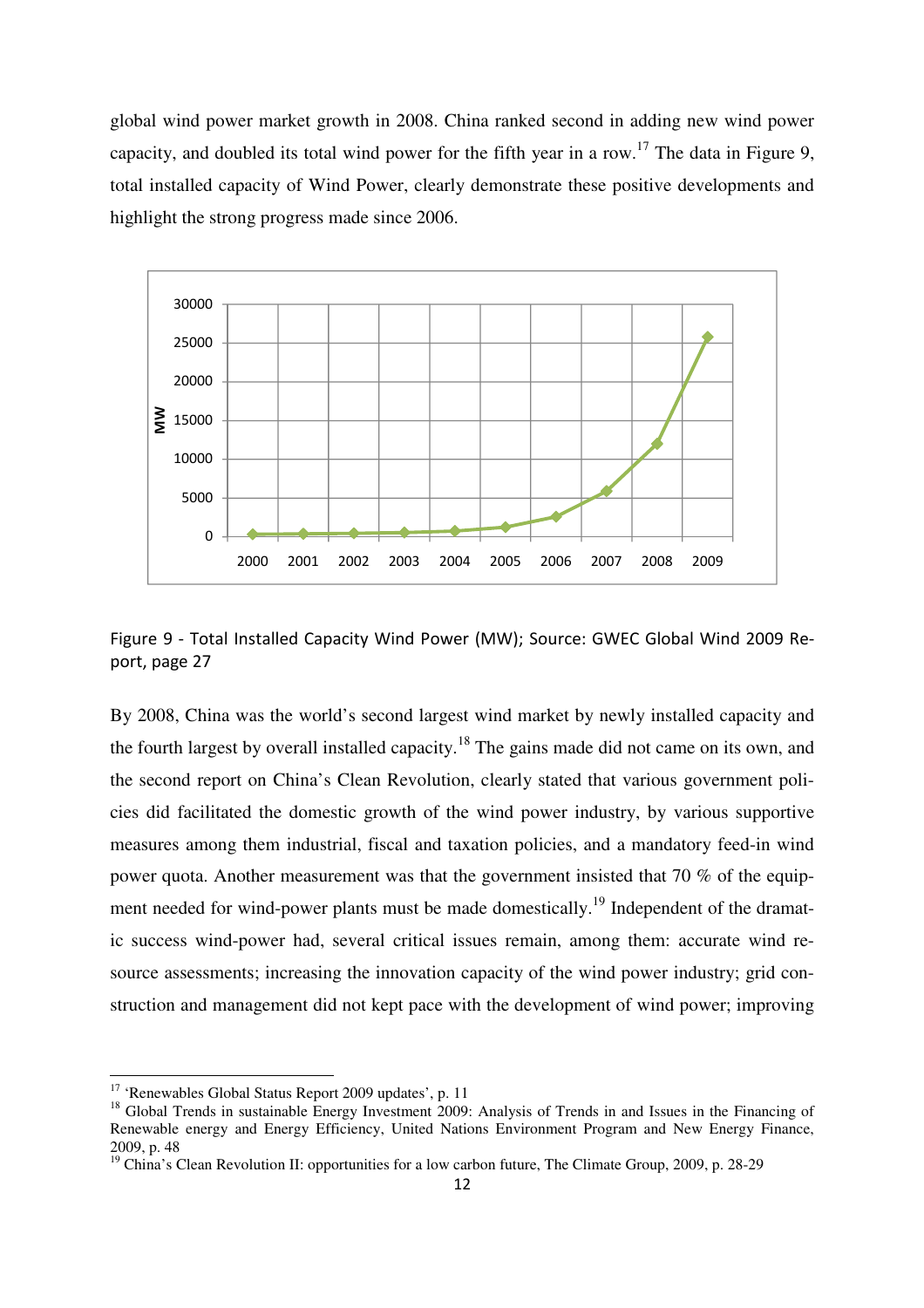global wind power market growth in 2008. China ranked second in adding new wind power capacity, and doubled its total wind power for the fifth year in a row.[17] The data in Figure 9, total installed capacity of Wind Power, clearly demonstrate these positive developments and highlight the strong progress made since 2006.

Figure 9 - Total Installed Capacity Wind Power (MW); Source: GWEC Global Wind 2009 Report, page 27

By 2008, China was the world's second largest wind market by newly installed capacity and the fourth largest by overall installed capacity.[18] The gains made did not came on its own, and the second report on China's Clean Revolution, clearly stated that various government policies did facilitated the domestic growth of the wind power industry, by various supportive measures among them industrial, fiscal and taxation policies, and a mandatory feed-in wind power quota. Another measurement was that the government insisted that 70 % of the equipment needed for wind-power plants must be made domestically.[19] Independent of the dramatic success wind-power had, several critical issues remain, among them: accurate wind resource assessments; increasing the innovation capacity of the wind power industry; grid construction and management did not kept pace with the development of wind power; improving

[17] 'Renewables Global Status Report 2009 updates', p. 11

[18] Global Trends in sustainable Energy Investment 2009: Analysis of Trends in and Issues in the Financing of Renewable energy and Energy Efficiency, United Nations Environment Program and New Energy Finance, 2009, p. 48

[19] China's Clean Revolution II: opportunities for a low carbon future, The Climate Group, 2009, p. 28-29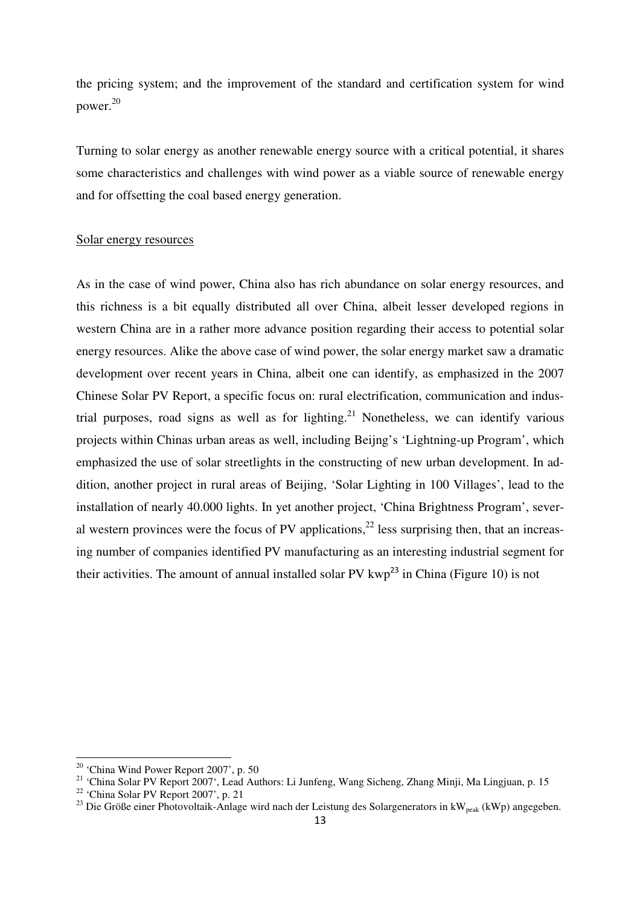the pricing system; and the improvement of the standard and certification system for wind power.[20]

Turning to solar energy as another renewable energy source with a critical potential, it shares some characteristics and challenges with wind power as a viable source of renewable energy and for offsetting the coal based energy generation.

<u>Solar energy resources</u>

As in the case of wind power, China also has rich abundance on solar energy resources, and this richness is a bit equally distributed all over China, albeit lesser developed regions in western China are in a rather more advance position regarding their access to potential solar energy resources. Alike the above case of wind power, the solar energy market saw a dramatic development over recent years in China, albeit one can identify, as emphasized in the 2007 Chinese Solar PV Report, a specific focus on: rural electrification, communication and industrial purposes, road signs as well as for lighting.[21] Nonetheless, we can identify various projects within Chinas urban areas as well, including Beijng's 'Lightning-up Program', which emphasized the use of solar streetlights in the constructing of new urban development. In addition, another project in rural areas of Beijing, 'Solar Lighting in 100 Villages', lead to the installation of nearly 40.000 lights. In yet another project, 'China Brightness Program', several western provinces were the focus of PV applications,[22] less surprising then, that an increasing number of companies identified PV manufacturing as an interesting industrial segment for their activities. The amount of annual installed solar PV kwp[23] in China (Figure 10) is not

---

[20] 'China Wind Power Report 2007', p. 50

[21] 'China Solar PV Report 2007', Lead Authors: Li Junfeng, Wang Sicheng, Zhang Minji, Ma Lingjuan, p. 15

[22] 'China Solar PV Report 2007', p. 21

[23] Die Größe einer Photovoltaik-Anlage wird nach der Leistung des Solargenerators in $kW_{peak}$ (kWp) angegeben.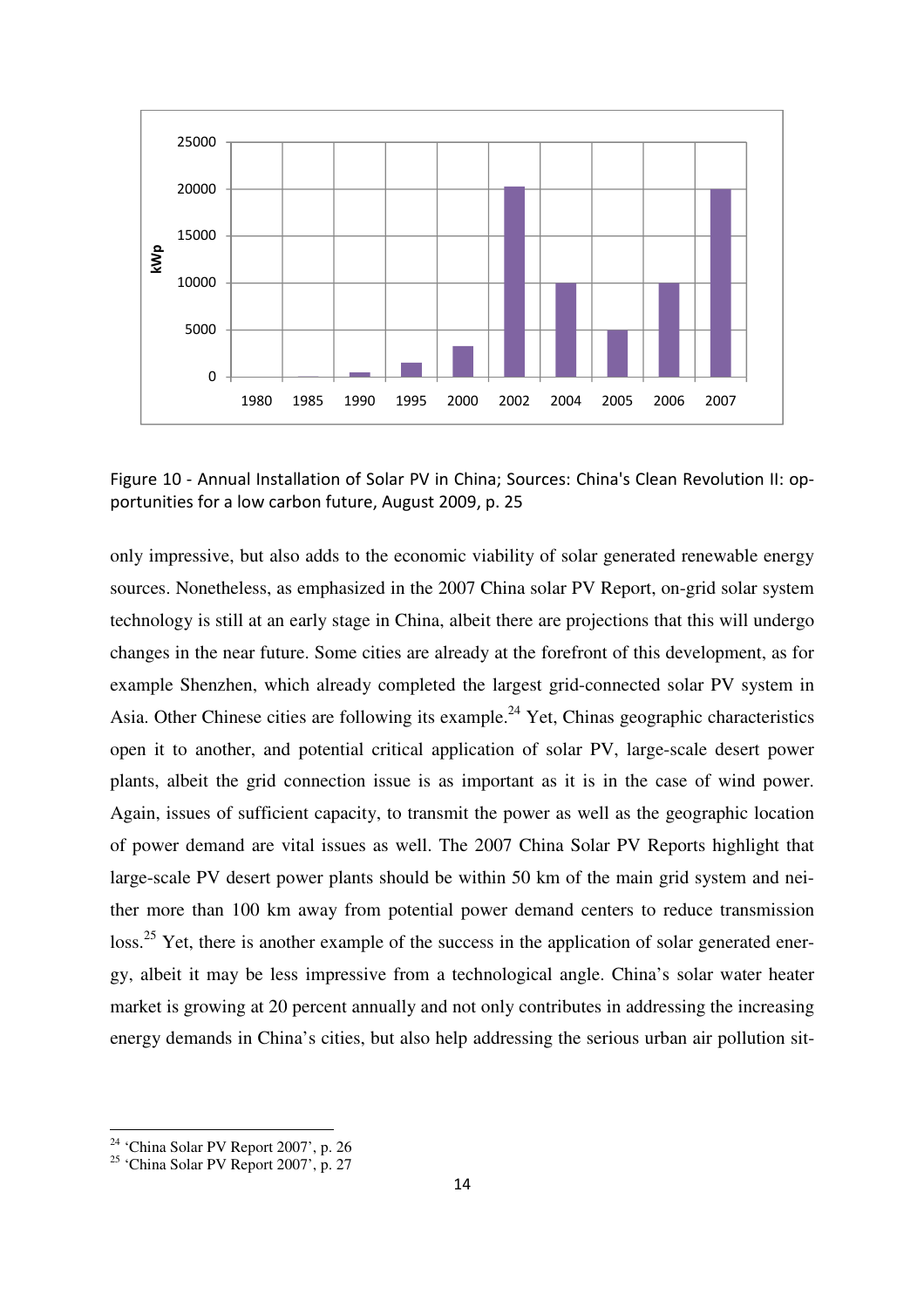Figure 10 - Annual Installation of Solar PV in China; Sources: China's Clean Revolution II: opportunities for a low carbon future, August 2009, p. 25

only impressive, but also adds to the economic viability of solar generated renewable energy sources. Nonetheless, as emphasized in the 2007 China solar PV Report, on-grid solar system technology is still at an early stage in China, albeit there are projections that this will undergo changes in the near future. Some cities are already at the forefront of this development, as for example Shenzhen, which already completed the largest grid-connected solar PV system in Asia. Other Chinese cities are following its example.[24] Yet, Chinas geographic characteristics open it to another, and potential critical application of solar PV, large-scale desert power plants, albeit the grid connection issue is as important as it is in the case of wind power. Again, issues of sufficient capacity, to transmit the power as well as the geographic location of power demand are vital issues as well. The 2007 China Solar PV Reports highlight that large-scale PV desert power plants should be within 50 km of the main grid system and neither more than 100 km away from potential power demand centers to reduce transmission loss.[25] Yet, there is another example of the success in the application of solar generated energy, albeit it may be less impressive from a technological angle. China's solar water heater market is growing at 20 percent annually and not only contributes in addressing the increasing energy demands in China's cities, but also help addressing the serious urban air pollution sit-

---

[24] 'China Solar PV Report 2007', p. 26

[25] 'China Solar PV Report 2007', p. 27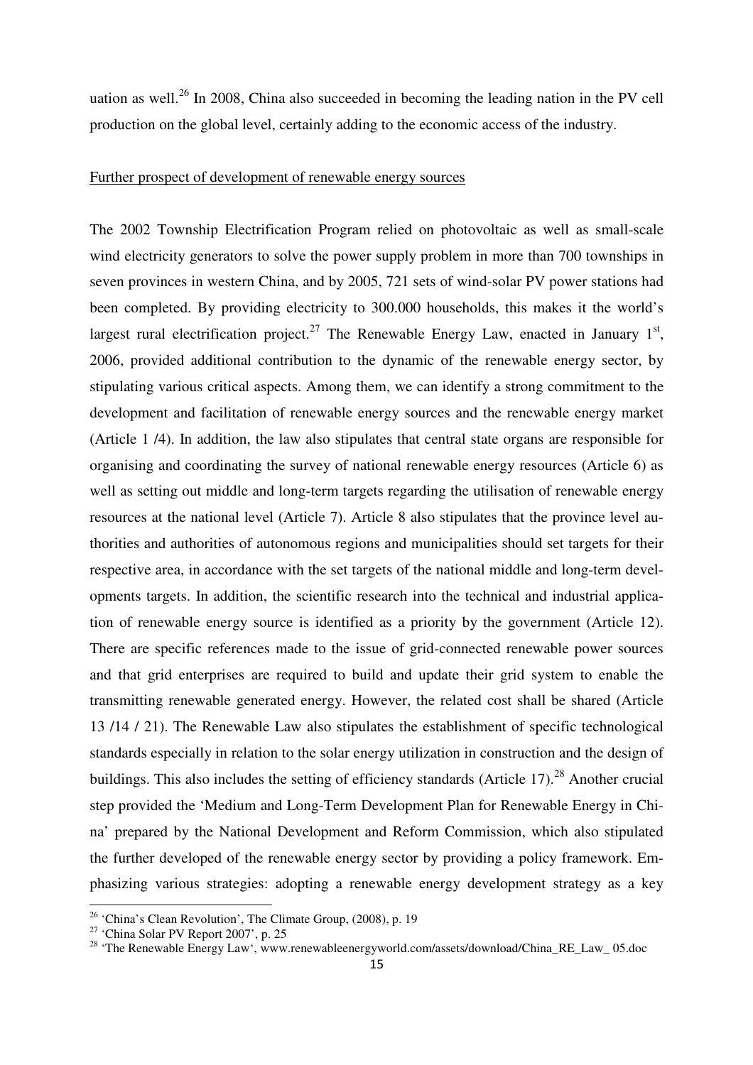uation as well.[26] In 2008, China also succeeded in becoming the leading nation in the PV cell production on the global level, certainly adding to the economic access of the industry.

Further prospect of development of renewable energy sources

The 2002 Township Electrification Program relied on photovoltaic as well as small-scale wind electricity generators to solve the power supply problem in more than 700 townships in seven provinces in western China, and by 2005, 721 sets of wind-solar PV power stations had been completed. By providing electricity to 300.000 households, this makes it the world's largest rural electrification project.[27] The Renewable Energy Law, enacted in January 1st, 2006, provided additional contribution to the dynamic of the renewable energy sector, by stipulating various critical aspects. Among them, we can identify a strong commitment to the development and facilitation of renewable energy sources and the renewable energy market (Article 1 /4). In addition, the law also stipulates that central state organs are responsible for organising and coordinating the survey of national renewable energy resources (Article 6) as well as setting out middle and long-term targets regarding the utilisation of renewable energy resources at the national level (Article 7). Article 8 also stipulates that the province level authorities and authorities of autonomous regions and municipalities should set targets for their respective area, in accordance with the set targets of the national middle and long-term developments targets. In addition, the scientific research into the technical and industrial application of renewable energy source is identified as a priority by the government (Article 12). There are specific references made to the issue of grid-connected renewable power sources and that grid enterprises are required to build and update their grid system to enable the transmitting renewable generated energy. However, the related cost shall be shared (Article 13 /14 / 21). The Renewable Law also stipulates the establishment of specific technological standards especially in relation to the solar energy utilization in construction and the design of buildings. This also includes the setting of efficiency standards (Article 17).[28] Another crucial step provided the 'Medium and Long-Term Development Plan for Renewable Energy in China' prepared by the National Development and Reform Commission, which also stipulated the further developed of the renewable energy sector by providing a policy framework. Emphasizing various strategies: adopting a renewable energy development strategy as a key

[26] 'China's Clean Revolution', The Climate Group, (2008), p. 19

[27] 'China Solar PV Report 2007', p. 25

[28] 'The Renewable Energy Law', www.renewableenergyworld.com/assets/download/China_RE_Law_ 05.doc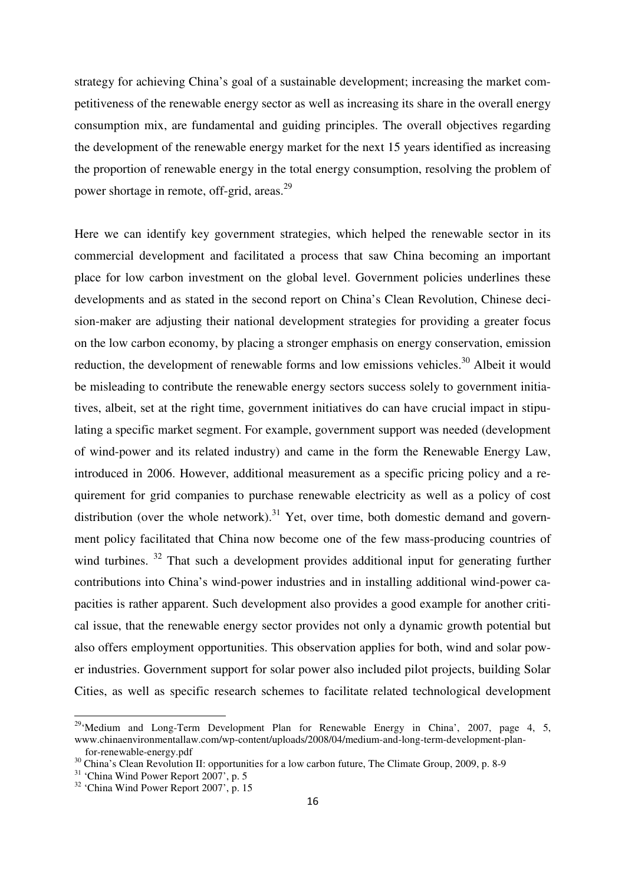strategy for achieving China's goal of a sustainable development; increasing the market competitiveness of the renewable energy sector as well as increasing its share in the overall energy consumption mix, are fundamental and guiding principles. The overall objectives regarding the development of the renewable energy market for the next 15 years identified as increasing the proportion of renewable energy in the total energy consumption, resolving the problem of power shortage in remote, off-grid, areas.[29]

Here we can identify key government strategies, which helped the renewable sector in its commercial development and facilitated a process that saw China becoming an important place for low carbon investment on the global level. Government policies underlines these developments and as stated in the second report on China's Clean Revolution, Chinese decision-maker are adjusting their national development strategies for providing a greater focus on the low carbon economy, by placing a stronger emphasis on energy conservation, emission reduction, the development of renewable forms and low emissions vehicles.[30] Albeit it would be misleading to contribute the renewable energy sectors success solely to government initiatives, albeit, set at the right time, government initiatives do can have crucial impact in stipulating a specific market segment. For example, government support was needed (development of wind-power and its related industry) and came in the form the Renewable Energy Law, introduced in 2006. However, additional measurement as a specific pricing policy and a requirement for grid companies to purchase renewable electricity as well as a policy of cost distribution (over the whole network).[31] Yet, over time, both domestic demand and government policy facilitated that China now become one of the few mass-producing countries of wind turbines. [32] That such a development provides additional input for generating further contributions into China's wind-power industries and in installing additional wind-power capacities is rather apparent. Such development also provides a good example for another critical issue, that the renewable energy sector provides not only a dynamic growth potential but also offers employment opportunities. This observation applies for both, wind and solar power industries. Government support for solar power also included pilot projects, building Solar Cities, as well as specific research schemes to facilitate related technological development

---

[29] 'Medium and Long-Term Development Plan for Renewable Energy in China', 2007, page 4, 5, www.chinaenvironmentallaw.com/wp-content/uploads/2008/04/medium-and-long-term-development-plan-for-renewable-energy.pdf

[30] China's Clean Revolution II: opportunities for a low carbon future, The Climate Group, 2009, p. 8-9

[31] 'China Wind Power Report 2007', p. 5

[32] 'China Wind Power Report 2007', p. 15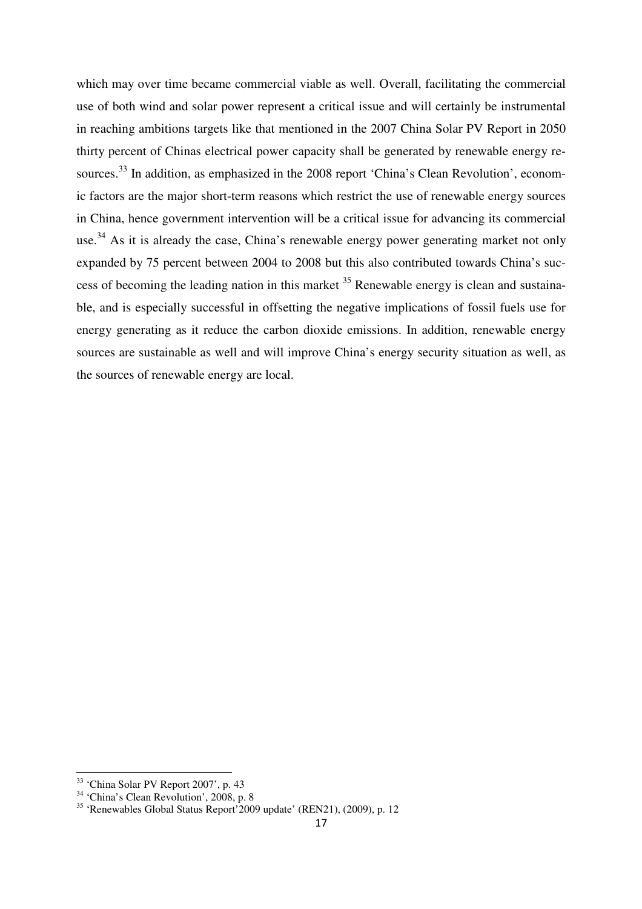which may over time became commercial viable as well. Overall, facilitating the commercial use of both wind and solar power represent a critical issue and will certainly be instrumental in reaching ambitions targets like that mentioned in the 2007 China Solar PV Report in 2050 thirty percent of Chinas electrical power capacity shall be generated by renewable energy resources.[33] In addition, as emphasized in the 2008 report 'China's Clean Revolution', economic factors are the major short-term reasons which restrict the use of renewable energy sources in China, hence government intervention will be a critical issue for advancing its commercial use.[34] As it is already the case, China's renewable energy power generating market not only expanded by 75 percent between 2004 to 2008 but this also contributed towards China's success of becoming the leading nation in this market [35] Renewable energy is clean and sustainable, and is especially successful in offsetting the negative implications of fossil fuels use for energy generating as it reduce the carbon dioxide emissions. In addition, renewable energy sources are sustainable as well and will improve China's energy security situation as well, as the sources of renewable energy are local.

---

[33] 'China Solar PV Report 2007', p. 43

[34] 'China's Clean Revolution', 2008, p. 8

[35] 'Renewables Global Status Report'2009 update' (REN21), (2009), p. 12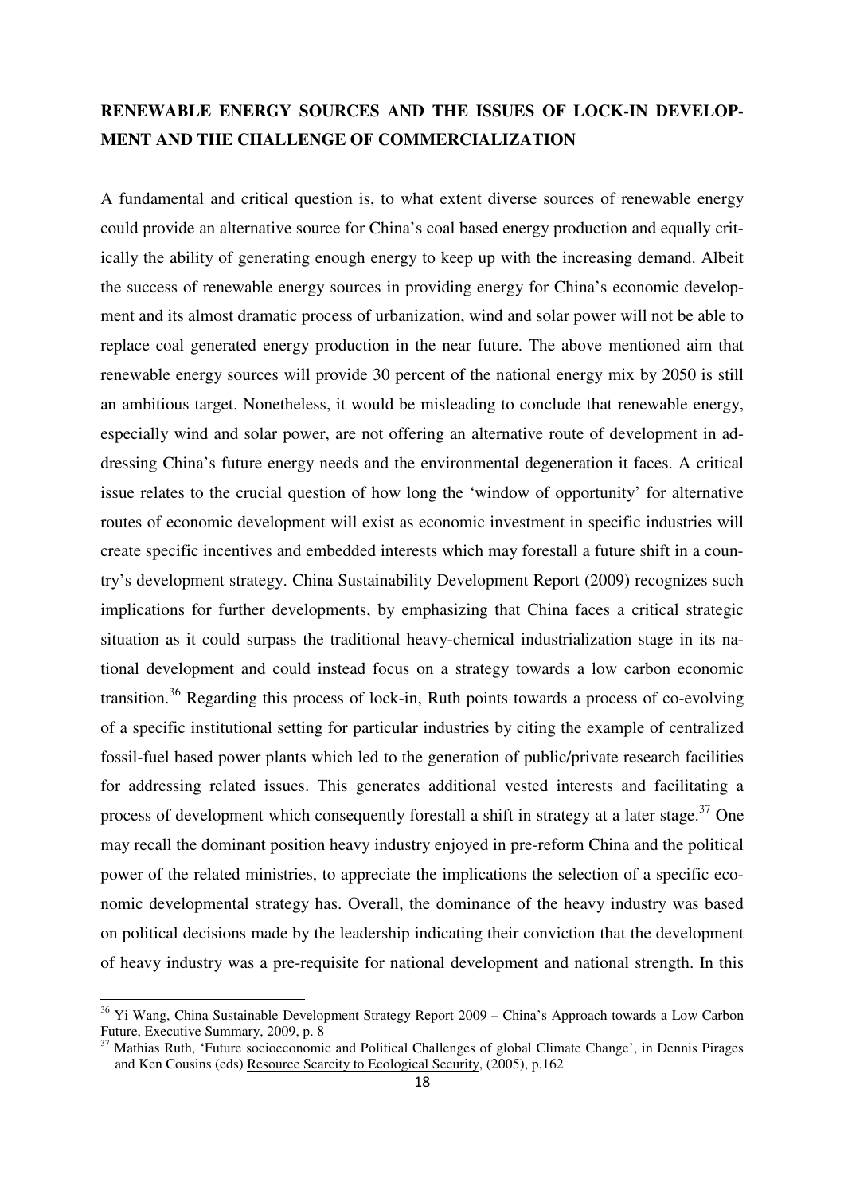## RENEWABLE ENERGY SOURCES AND THE ISSUES OF LOCK-IN DEVELOPMENT AND THE CHALLENGE OF COMMERCIALIZATION

A fundamental and critical question is, to what extent diverse sources of renewable energy could provide an alternative source for China's coal based energy production and equally critically the ability of generating enough energy to keep up with the increasing demand. Albeit the success of renewable energy sources in providing energy for China's economic development and its almost dramatic process of urbanization, wind and solar power will not be able to replace coal generated energy production in the near future. The above mentioned aim that renewable energy sources will provide 30 percent of the national energy mix by 2050 is still an ambitious target. Nonetheless, it would be misleading to conclude that renewable energy, especially wind and solar power, are not offering an alternative route of development in addressing China's future energy needs and the environmental degeneration it faces. A critical issue relates to the crucial question of how long the 'window of opportunity' for alternative routes of economic development will exist as economic investment in specific industries will create specific incentives and embedded interests which may forestall a future shift in a country's development strategy. China Sustainability Development Report (2009) recognizes such implications for further developments, by emphasizing that China faces a critical strategic situation as it could surpass the traditional heavy-chemical industrialization stage in its national development and could instead focus on a strategy towards a low carbon economic transition.[36] Regarding this process of lock-in, Ruth points towards a process of co-evolving of a specific institutional setting for particular industries by citing the example of centralized fossil-fuel based power plants which led to the generation of public/private research facilities for addressing related issues. This generates additional vested interests and facilitating a process of development which consequently forestall a shift in strategy at a later stage.[37] One may recall the dominant position heavy industry enjoyed in pre-reform China and the political power of the related ministries, to appreciate the implications the selection of a specific economic developmental strategy has. Overall, the dominance of the heavy industry was based on political decisions made by the leadership indicating their conviction that the development of heavy industry was a pre-requisite for national development and national strength. In this

---

[36] Yi Wang, China Sustainable Development Strategy Report 2009 – China's Approach towards a Low Carbon Future, Executive Summary, 2009, p. 8

[37] Mathias Ruth, 'Future socioeconomic and Political Challenges of global Climate Change', in Dennis Pirages and Ken Cousins (eds) Resource Scarcity to Ecological Security, (2005), p.162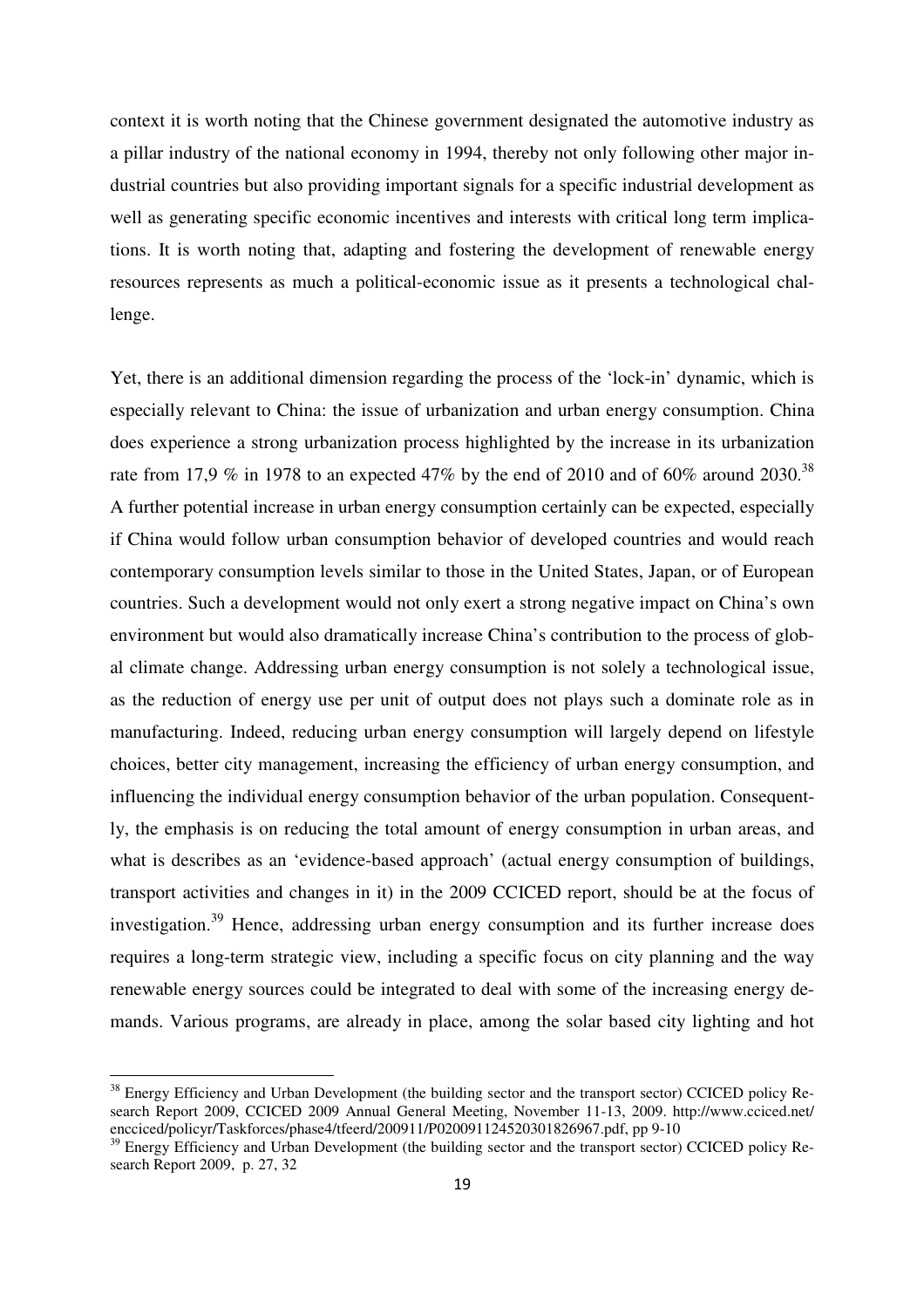context it is worth noting that the Chinese government designated the automotive industry as a pillar industry of the national economy in 1994, thereby not only following other major industrial countries but also providing important signals for a specific industrial development as well as generating specific economic incentives and interests with critical long term implications. It is worth noting that, adapting and fostering the development of renewable energy resources represents as much a political-economic issue as it presents a technological challenge.

Yet, there is an additional dimension regarding the process of the 'lock-in' dynamic, which is especially relevant to China: the issue of urbanization and urban energy consumption. China does experience a strong urbanization process highlighted by the increase in its urbanization rate from 17,9 % in 1978 to an expected 47% by the end of 2010 and of 60% around 2030.[38] A further potential increase in urban energy consumption certainly can be expected, especially if China would follow urban consumption behavior of developed countries and would reach contemporary consumption levels similar to those in the United States, Japan, or of European countries. Such a development would not only exert a strong negative impact on China's own environment but would also dramatically increase China's contribution to the process of global climate change. Addressing urban energy consumption is not solely a technological issue, as the reduction of energy use per unit of output does not plays such a dominate role as in manufacturing. Indeed, reducing urban energy consumption will largely depend on lifestyle choices, better city management, increasing the efficiency of urban energy consumption, and influencing the individual energy consumption behavior of the urban population. Consequently, the emphasis is on reducing the total amount of energy consumption in urban areas, and what is describes as an 'evidence-based approach' (actual energy consumption of buildings, transport activities and changes in it) in the 2009 CCICED report, should be at the focus of investigation.[39] Hence, addressing urban energy consumption and its further increase does requires a long-term strategic view, including a specific focus on city planning and the way renewable energy sources could be integrated to deal with some of the increasing energy demands. Various programs, are already in place, among the solar based city lighting and hot

[38] Energy Efficiency and Urban Development (the building sector and the transport sector) CCICED policy Research Report 2009, CCICED 2009 Annual General Meeting, November 11-13, 2009. http://www.cciced.net/encciced/policyr/Taskforces/phase4/tfeerd/200911/P020091124520301826967.pdf, pp 9-10

[39] Energy Efficiency and Urban Development (the building sector and the transport sector) CCICED policy Research Report 2009, p. 27, 32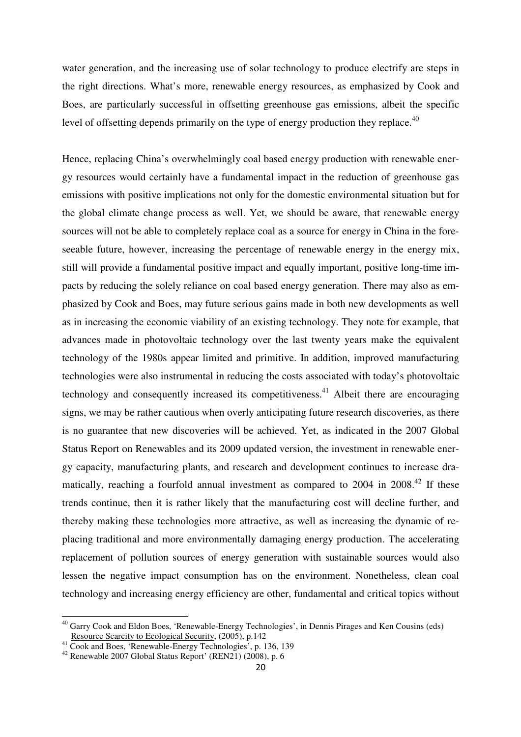water generation, and the increasing use of solar technology to produce electrify are steps in the right directions. What's more, renewable energy resources, as emphasized by Cook and Boes, are particularly successful in offsetting greenhouse gas emissions, albeit the specific level of offsetting depends primarily on the type of energy production they replace.[40]

Hence, replacing China's overwhelmingly coal based energy production with renewable energy resources would certainly have a fundamental impact in the reduction of greenhouse gas emissions with positive implications not only for the domestic environmental situation but for the global climate change process as well. Yet, we should be aware, that renewable energy sources will not be able to completely replace coal as a source for energy in China in the foreseeable future, however, increasing the percentage of renewable energy in the energy mix, still will provide a fundamental positive impact and equally important, positive long-time impacts by reducing the solely reliance on coal based energy generation. There may also as emphasized by Cook and Boes, may future serious gains made in both new developments as well as in increasing the economic viability of an existing technology. They note for example, that advances made in photovoltaic technology over the last twenty years make the equivalent technology of the 1980s appear limited and primitive. In addition, improved manufacturing technologies were also instrumental in reducing the costs associated with today's photovoltaic technology and consequently increased its competitiveness.[41] Albeit there are encouraging signs, we may be rather cautious when overly anticipating future research discoveries, as there is no guarantee that new discoveries will be achieved. Yet, as indicated in the 2007 Global Status Report on Renewables and its 2009 updated version, the investment in renewable energy capacity, manufacturing plants, and research and development continues to increase dramatically, reaching a fourfold annual investment as compared to 2004 in 2008.[42] If these trends continue, then it is rather likely that the manufacturing cost will decline further, and thereby making these technologies more attractive, as well as increasing the dynamic of replacing traditional and more environmentally damaging energy production. The accelerating replacement of pollution sources of energy generation with sustainable sources would also lessen the negative impact consumption has on the environment. Nonetheless, clean coal technology and increasing energy efficiency are other, fundamental and critical topics without

---

[40] Garry Cook and Eldon Boes, 'Renewable-Energy Technologies', in Dennis Pirages and Ken Cousins (eds) Resource Scarcity to Ecological Security, (2005), p.142

[41] Cook and Boes, 'Renewable-Energy Technologies', p. 136, 139

[42] Renewable 2007 Global Status Report' (REN21) (2008), p. 6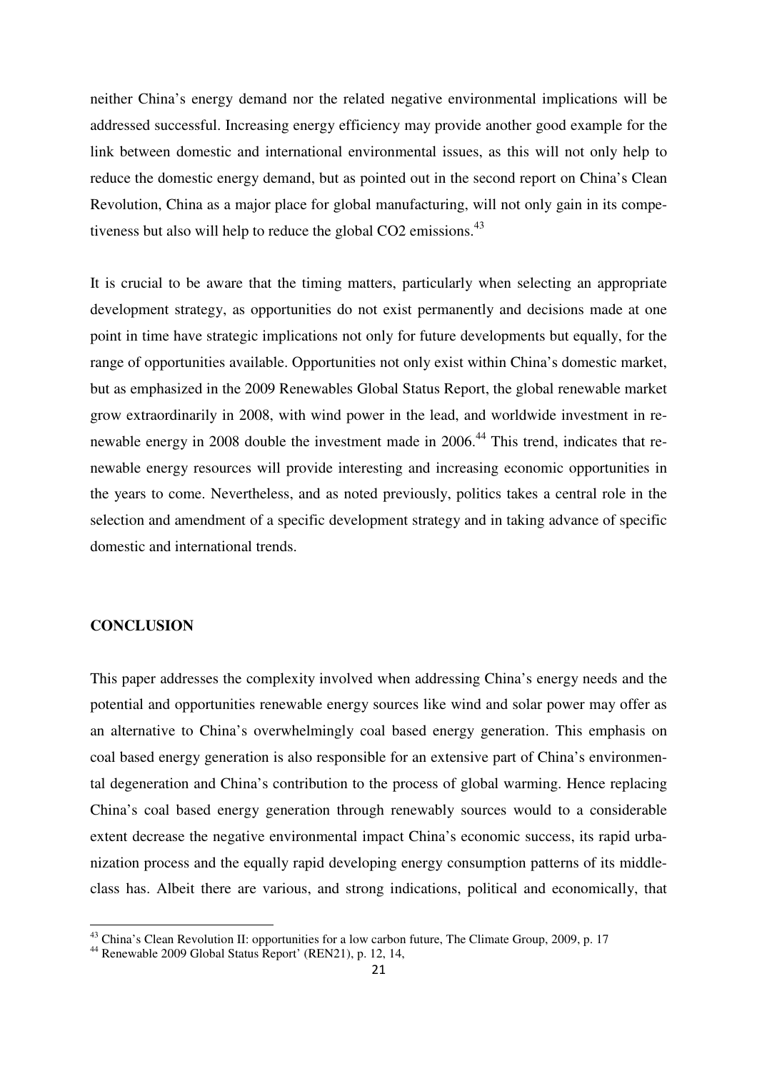neither China's energy demand nor the related negative environmental implications will be addressed successful. Increasing energy efficiency may provide another good example for the link between domestic and international environmental issues, as this will not only help to reduce the domestic energy demand, but as pointed out in the second report on China's Clean Revolution, China as a major place for global manufacturing, will not only gain in its competiveness but also will help to reduce the global CO2 emissions.[43]

It is crucial to be aware that the timing matters, particularly when selecting an appropriate development strategy, as opportunities do not exist permanently and decisions made at one point in time have strategic implications not only for future developments but equally, for the range of opportunities available. Opportunities not only exist within China's domestic market, but as emphasized in the 2009 Renewables Global Status Report, the global renewable market grow extraordinarily in 2008, with wind power in the lead, and worldwide investment in renewable energy in 2008 double the investment made in 2006.[44] This trend, indicates that renewable energy resources will provide interesting and increasing economic opportunities in the years to come. Nevertheless, and as noted previously, politics takes a central role in the selection and amendment of a specific development strategy and in taking advance of specific domestic and international trends.

## CONCLUSION

This paper addresses the complexity involved when addressing China's energy needs and the potential and opportunities renewable energy sources like wind and solar power may offer as an alternative to China's overwhelmingly coal based energy generation. This emphasis on coal based energy generation is also responsible for an extensive part of China's environmental degeneration and China's contribution to the process of global warming. Hence replacing China's coal based energy generation through renewably sources would to a considerable extent decrease the negative environmental impact China's economic success, its rapid urbanization process and the equally rapid developing energy consumption patterns of its middle-class has. Albeit there are various, and strong indications, political and economically, that

---

[43] China's Clean Revolution II: opportunities for a low carbon future, The Climate Group, 2009, p. 17

[44] Renewable 2009 Global Status Report' (REN21), p. 12, 14,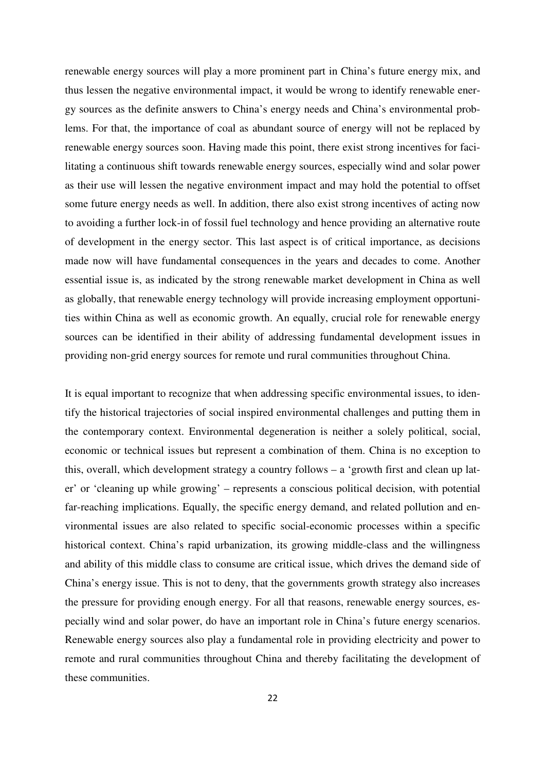renewable energy sources will play a more prominent part in China's future energy mix, and thus lessen the negative environmental impact, it would be wrong to identify renewable energy sources as the definite answers to China's energy needs and China's environmental problems. For that, the importance of coal as abundant source of energy will not be replaced by renewable energy sources soon. Having made this point, there exist strong incentives for facilitating a continuous shift towards renewable energy sources, especially wind and solar power as their use will lessen the negative environment impact and may hold the potential to offset some future energy needs as well. In addition, there also exist strong incentives of acting now to avoiding a further lock-in of fossil fuel technology and hence providing an alternative route of development in the energy sector. This last aspect is of critical importance, as decisions made now will have fundamental consequences in the years and decades to come. Another essential issue is, as indicated by the strong renewable market development in China as well as globally, that renewable energy technology will provide increasing employment opportunities within China as well as economic growth. An equally, crucial role for renewable energy sources can be identified in their ability of addressing fundamental development issues in providing non-grid energy sources for remote und rural communities throughout China.

It is equal important to recognize that when addressing specific environmental issues, to identify the historical trajectories of social inspired environmental challenges and putting them in the contemporary context. Environmental degeneration is neither a solely political, social, economic or technical issues but represent a combination of them. China is no exception to this, overall, which development strategy a country follows – a 'growth first and clean up later' or 'cleaning up while growing' – represents a conscious political decision, with potential far-reaching implications. Equally, the specific energy demand, and related pollution and environmental issues are also related to specific social-economic processes within a specific historical context. China's rapid urbanization, its growing middle-class and the willingness and ability of this middle class to consume are critical issue, which drives the demand side of China's energy issue. This is not to deny, that the governments growth strategy also increases the pressure for providing enough energy. For all that reasons, renewable energy sources, especially wind and solar power, do have an important role in China's future energy scenarios. Renewable energy sources also play a fundamental role in providing electricity and power to remote and rural communities throughout China and thereby facilitating the development of these communities.